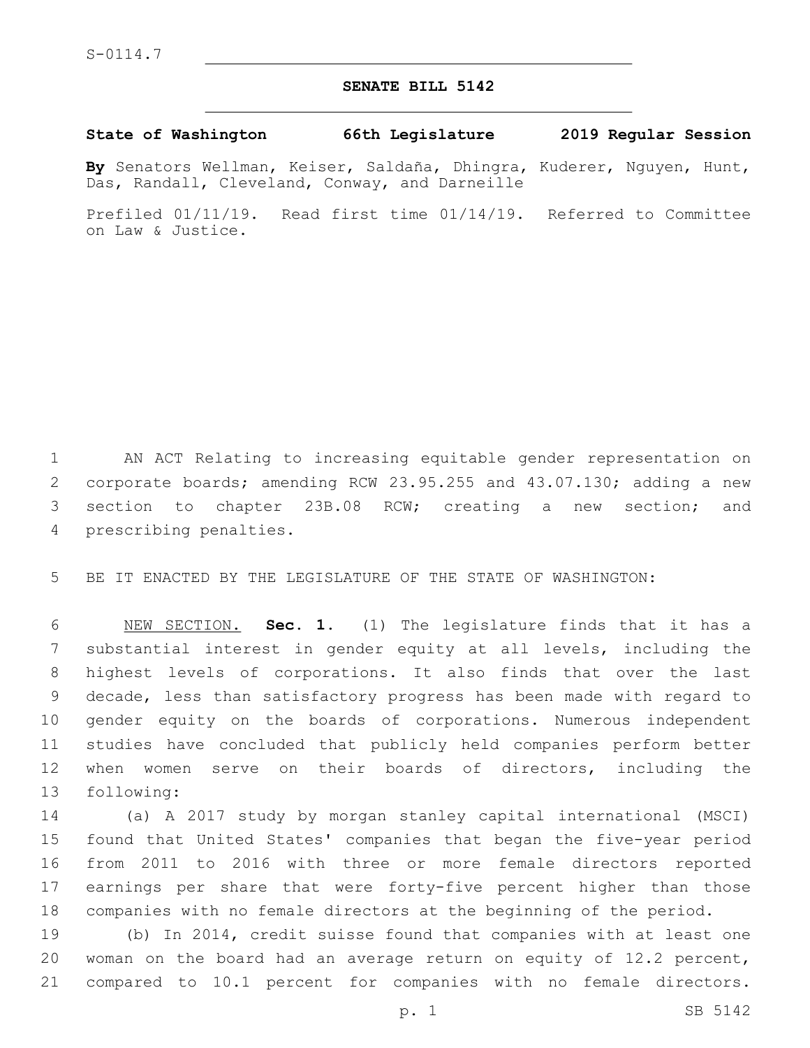S-0114.7

# SENATE BILL 5142

**State of Washington 66th Legislature 2019 Regular Session**

**By** Senators Wellman, Keiser, Saldaña, Dhingra, Kuderer, Nguyen, Hunt, Das, Randall, Cleveland, Conway, and Darneille

Prefiled 01/11/19. Read first time 01/14/19. Referred to Committee on Law & Justice.

AN ACT Relating to increasing equitable gender representation on corporate boards; amending RCW 23.95.255 and 43.07.130; adding a new section to chapter 23B.08 RCW; creating a new section; and prescribing penalties.

BE IT ENACTED BY THE LEGISLATURE OF THE STATE OF WASHINGTON:

NEW SECTION. **Sec. 1.** (1) The legislature finds that it has a substantial interest in gender equity at all levels, including the highest levels of corporations. It also finds that over the last decade, less than satisfactory progress has been made with regard to gender equity on the boards of corporations. Numerous independent studies have concluded that publicly held companies perform better when women serve on their boards of directors, including the following:

(a) A 2017 study by morgan stanley capital international (MSCI) found that United States' companies that began the five-year period from 2011 to 2016 with three or more female directors reported earnings per share that were forty-five percent higher than those companies with no female directors at the beginning of the period.

(b) In 2014, credit suisse found that companies with at least one woman on the board had an average return on equity of 12.2 percent, compared to 10.1 percent for companies with no female directors.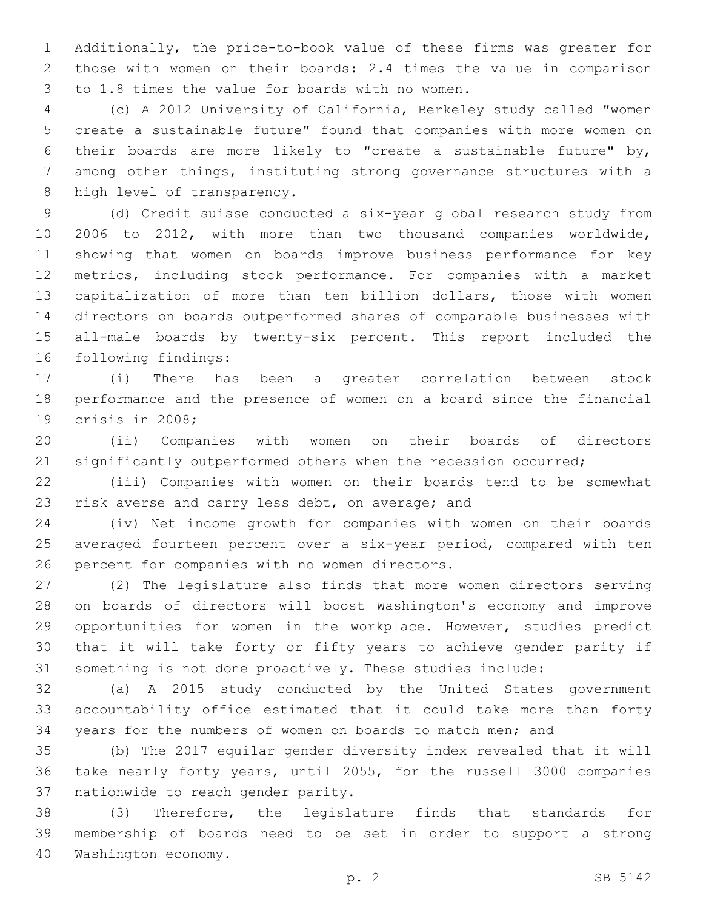Additionally, the price-to-book value of these firms was greater for those with women on their boards: 2.4 times the value in comparison to 1.8 times the value for boards with no women.

(c) A 2012 University of California, Berkeley study called "women create a sustainable future" found that companies with more women on their boards are more likely to "create a sustainable future" by, among other things, instituting strong governance structures with a high level of transparency.

(d) Credit suisse conducted a six-year global research study from 2006 to 2012, with more than two thousand companies worldwide, showing that women on boards improve business performance for key metrics, including stock performance. For companies with a market capitalization of more than ten billion dollars, those with women directors on boards outperformed shares of comparable businesses with all-male boards by twenty-six percent. This report included the following findings:

(i) There has been a greater correlation between stock performance and the presence of women on a board since the financial crisis in 2008;

(ii) Companies with women on their boards of directors significantly outperformed others when the recession occurred;

(iii) Companies with women on their boards tend to be somewhat risk averse and carry less debt, on average; and

(iv) Net income growth for companies with women on their boards averaged fourteen percent over a six-year period, compared with ten percent for companies with no women directors.

(2) The legislature also finds that more women directors serving on boards of directors will boost Washington's economy and improve opportunities for women in the workplace. However, studies predict that it will take forty or fifty years to achieve gender parity if something is not done proactively. These studies include:

(a) A 2015 study conducted by the United States government accountability office estimated that it could take more than forty years for the numbers of women on boards to match men; and

(b) The 2017 equilar gender diversity index revealed that it will take nearly forty years, until 2055, for the russell 3000 companies nationwide to reach gender parity.

(3) Therefore, the legislature finds that standards for membership of boards need to be set in order to support a strong Washington economy.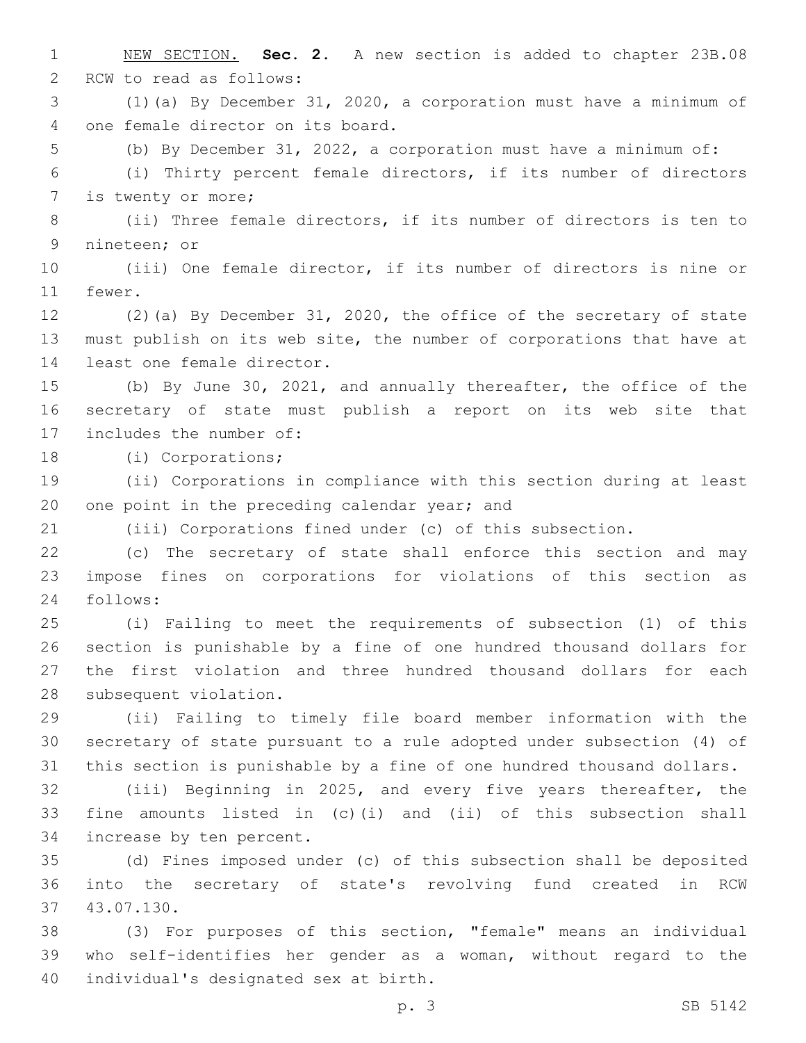NEW SECTION. **Sec. 2.** A new section is added to chapter 23B.08 RCW to read as follows:

(1)(a) By December 31, 2020, a corporation must have a minimum of one female director on its board.

(b) By December 31, 2022, a corporation must have a minimum of:

(i) Thirty percent female directors, if its number of directors is twenty or more;

(ii) Three female directors, if its number of directors is ten to nineteen; or

(iii) One female director, if its number of directors is nine or fewer.

(2)(a) By December 31, 2020, the office of the secretary of state must publish on its web site, the number of corporations that have at least one female director.

(b) By June 30, 2021, and annually thereafter, the office of the secretary of state must publish a report on its web site that includes the number of:

(i) Corporations;

(ii) Corporations in compliance with this section during at least one point in the preceding calendar year; and

(iii) Corporations fined under (c) of this subsection.

(c) The secretary of state shall enforce this section and may impose fines on corporations for violations of this section as follows:

(i) Failing to meet the requirements of subsection (1) of this section is punishable by a fine of one hundred thousand dollars for the first violation and three hundred thousand dollars for each subsequent violation.

(ii) Failing to timely file board member information with the secretary of state pursuant to a rule adopted under subsection (4) of this section is punishable by a fine of one hundred thousand dollars.

(iii) Beginning in 2025, and every five years thereafter, the fine amounts listed in (c)(i) and (ii) of this subsection shall increase by ten percent.

(d) Fines imposed under (c) of this subsection shall be deposited into the secretary of state's revolving fund created in RCW 43.07.130.

(3) For purposes of this section, "female" means an individual who self-identifies her gender as a woman, without regard to the individual's designated sex at birth.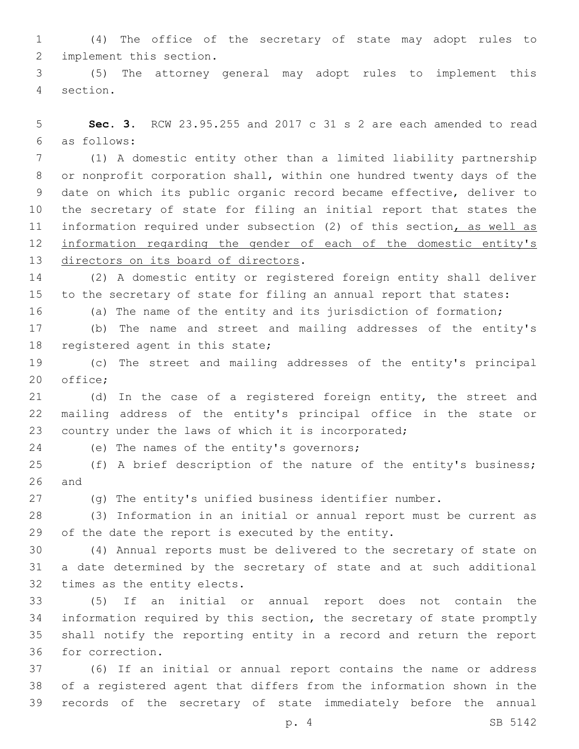(4) The office of the secretary of state may adopt rules to implement this section.

(5) The attorney general may adopt rules to implement this section.

**Sec. 3.** RCW 23.95.255 and 2017 c 31 s 2 are each amended to read as follows:

(1) A domestic entity other than a limited liability partnership or nonprofit corporation shall, within one hundred twenty days of the date on which its public organic record became effective, deliver to the secretary of state for filing an initial report that states the information required under subsection (2) of this section<u>, as well as information regarding the gender of each of the domestic entity's directors on its board of directors</u>.

(2) A domestic entity or registered foreign entity shall deliver to the secretary of state for filing an annual report that states:

(a) The name of the entity and its jurisdiction of formation;

(b) The name and street and mailing addresses of the entity's registered agent in this state;

(c) The street and mailing addresses of the entity's principal office;

(d) In the case of a registered foreign entity, the street and mailing address of the entity's principal office in the state or country under the laws of which it is incorporated;

(e) The names of the entity's governors;

(f) A brief description of the nature of the entity's business; and

(g) The entity's unified business identifier number.

(3) Information in an initial or annual report must be current as of the date the report is executed by the entity.

(4) Annual reports must be delivered to the secretary of state on a date determined by the secretary of state and at such additional times as the entity elects.

(5) If an initial or annual report does not contain the information required by this section, the secretary of state promptly shall notify the reporting entity in a record and return the report for correction.

(6) If an initial or annual report contains the name or address of a registered agent that differs from the information shown in the records of the secretary of state immediately before the annual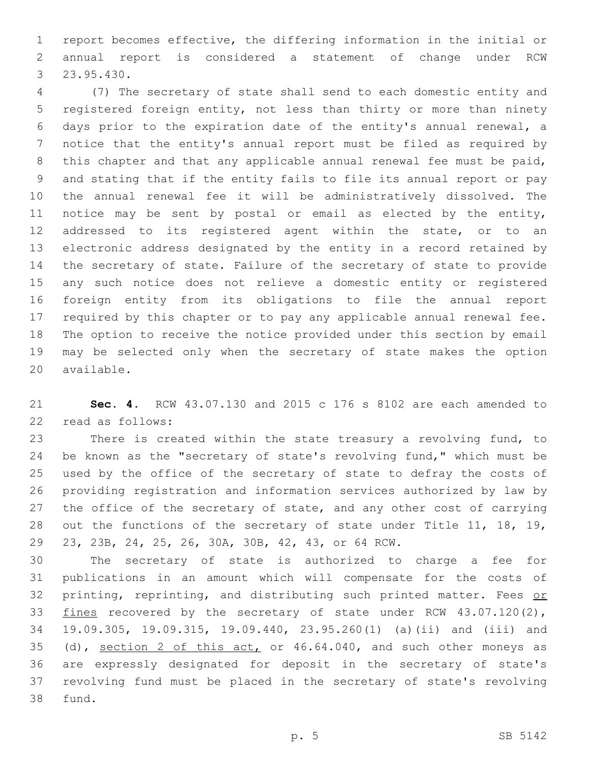report becomes effective, the differing information in the initial or annual report is considered a statement of change under RCW 23.95.430.

(7) The secretary of state shall send to each domestic entity and registered foreign entity, not less than thirty or more than ninety days prior to the expiration date of the entity's annual renewal, a notice that the entity's annual report must be filed as required by this chapter and that any applicable annual renewal fee must be paid, and stating that if the entity fails to file its annual report or pay the annual renewal fee it will be administratively dissolved. The notice may be sent by postal or email as elected by the entity, addressed to its registered agent within the state, or to an electronic address designated by the entity in a record retained by the secretary of state. Failure of the secretary of state to provide any such notice does not relieve a domestic entity or registered foreign entity from its obligations to file the annual report required by this chapter or to pay any applicable annual renewal fee. The option to receive the notice provided under this section by email may be selected only when the secretary of state makes the option available.

**Sec. 4.** RCW 43.07.130 and 2015 c 176 s 8102 are each amended to read as follows:

There is created within the state treasury a revolving fund, to be known as the "secretary of state's revolving fund," which must be used by the office of the secretary of state to defray the costs of providing registration and information services authorized by law by the office of the secretary of state, and any other cost of carrying out the functions of the secretary of state under Title 11, 18, 19, 23, 23B, 24, 25, 26, 30A, 30B, 42, 43, or 64 RCW.

The secretary of state is authorized to charge a fee for publications in an amount which will compensate for the costs of printing, reprinting, and distributing such printed matter. Fees <u>or fines</u> recovered by the secretary of state under RCW 43.07.120(2), 19.09.305, 19.09.315, 19.09.440, 23.95.260(1) (a)(ii) and (iii) and (d), <u>section 2 of this act,</u> or 46.64.040, and such other moneys as are expressly designated for deposit in the secretary of state's revolving fund must be placed in the secretary of state's revolving fund.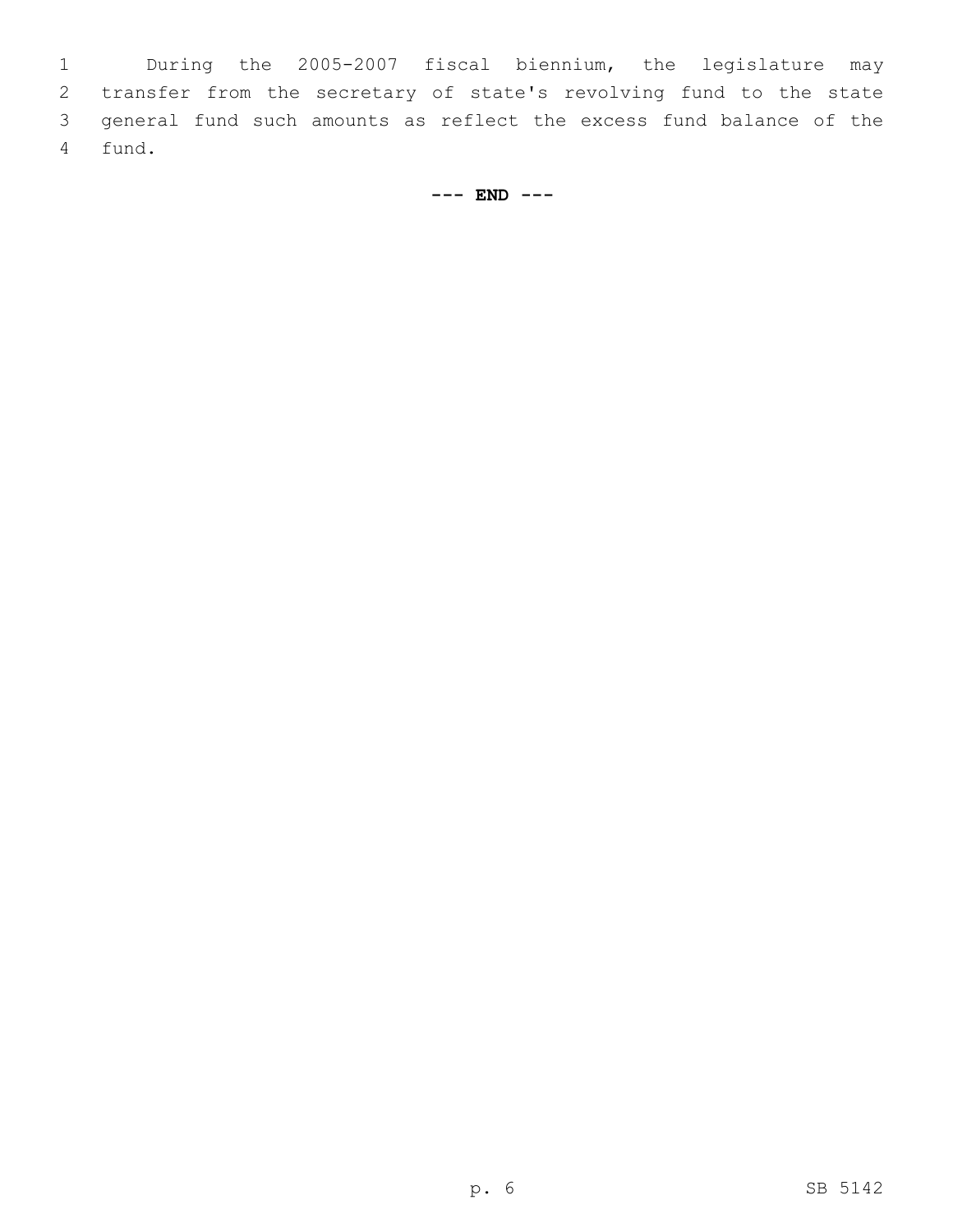During the 2005-2007 fiscal biennium, the legislature may transfer from the secretary of state's revolving fund to the state general fund such amounts as reflect the excess fund balance of the fund.

**--- END ---**